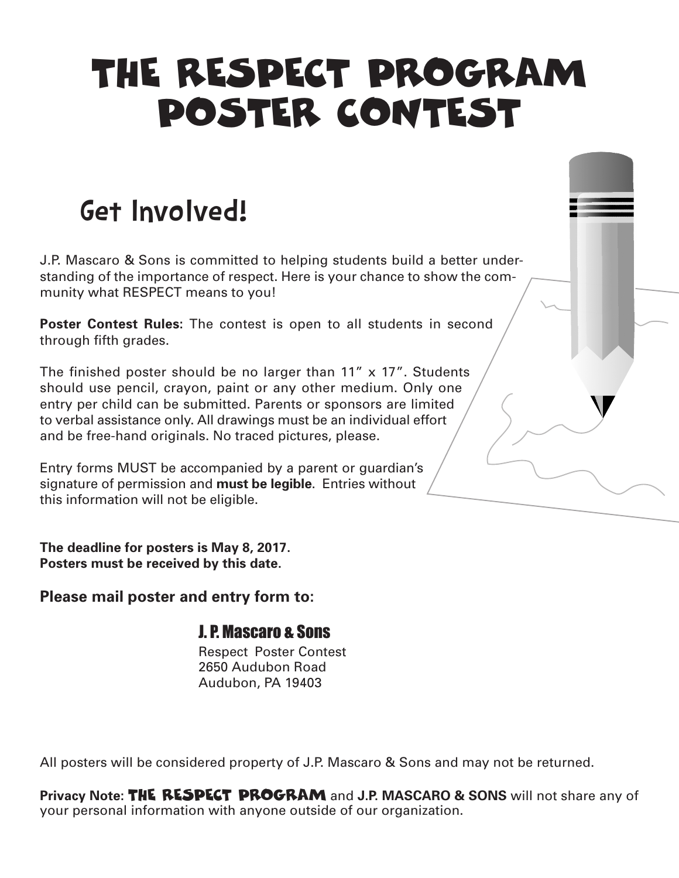# THE RESPECT PROGRAM POSTER CONTEST

## Get Involved!

J.P. Mascaro & Sons is committed to helping students build a better understanding of the importance of respect. Here is your chance to show the community what RESPECT means to you!

**Poster Contest Rules:** The contest is open to all students in second through fifth grades.

The finished poster should be no larger than 11" x 17". Students should use pencil, crayon, paint or any other medium. Only one entry per child can be submitted. Parents or sponsors are limited to verbal assistance only. All drawings must be an individual effort and be free-hand originals. No traced pictures, please.

Entry forms MUST be accompanied by a parent or guardian's signature of permission and **must be legible**. Entries without this information will not be eligible.

**The deadline for posters is May 8, 2017.**
**Posters must be received by this date.**

**Please mail poster and entry form to:**

J. P. Mascaro & Sons
Respect Poster Contest
2650 Audubon Road
Audubon, PA 19403

All posters will be considered property of J.P. Mascaro & Sons and may not be returned.

**Privacy Note:** **THE RESPECT PROGRAM** and **J.P. MASCARO & SONS** will not share any of your personal information with anyone outside of our organization.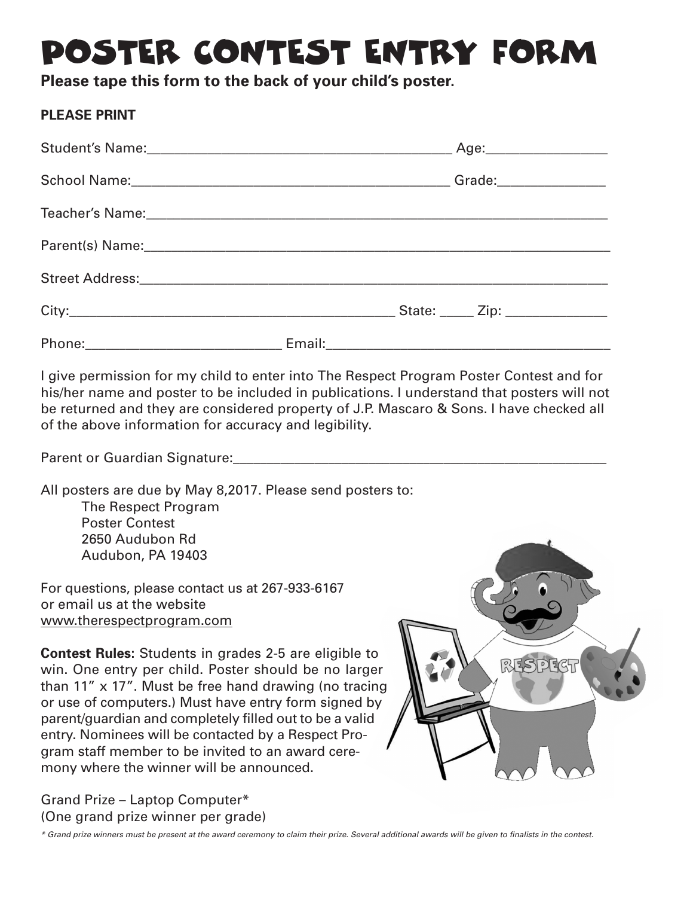# POSTER CONTEST ENTRY FORM

**Please tape this form to the back of your child's poster.**

**PLEASE PRINT**

Student's Name:___________________________________________ Age:________________

School Name:_____________________________________________ Grade:______________

Teacher's Name:_________________________________________________________________

Parent(s) Name:__________________________________________________________________

Street Address:__________________________________________________________________

City:_____________________________________________ State: _____ Zip: ______________

Phone:___________________________ Email:______________________________________

I give permission for my child to enter into The Respect Program Poster Contest and for his/her name and poster to be included in publications. I understand that posters will not be returned and they are considered property of J.P. Mascaro & Sons. I have checked all of the above information for accuracy and legibility.

Parent or Guardian Signature:_____________________________________________________

All posters are due by May 8,2017. Please send posters to:

The Respect Program
Poster Contest
2650 Audubon Rd
Audubon, PA 19403

For questions, please contact us at 267-933-6167 or email us at the website www.therespectprogram.com

**Contest Rules:** Students in grades 2-5 are eligible to win. One entry per child. Poster should be no larger than 11" x 17". Must be free hand drawing (no tracing or use of computers.) Must have entry form signed by parent/guardian and completely filled out to be a valid entry. Nominees will be contacted by a Respect Program staff member to be invited to an award ceremony where the winner will be announced.

Grand Prize – Laptop Computer*
(One grand prize winner per grade)

*\* Grand prize winners must be present at the award ceremony to claim their prize. Several additional awards will be given to finalists in the contest.*